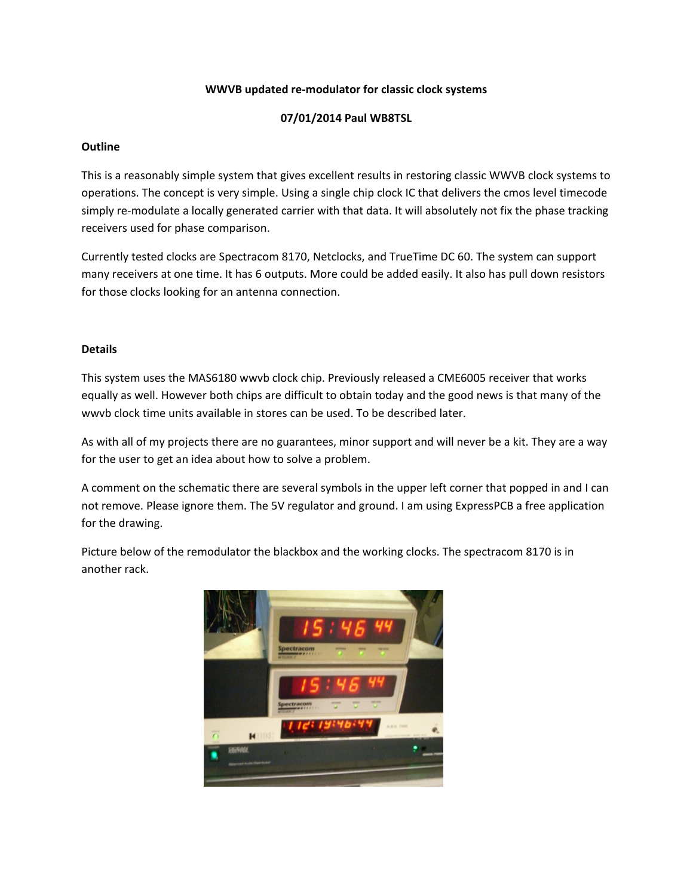**WWVB updated re-modulator for classic clock systems**

**07/01/2014 Paul WB8TSL**

**Outline**

This is a reasonably simple system that gives excellent results in restoring classic WWVB clock systems to operations. The concept is very simple. Using a single chip clock IC that delivers the cmos level timecode simply re-modulate a locally generated carrier with that data. It will absolutely not fix the phase tracking receivers used for phase comparison.

Currently tested clocks are Spectracom 8170, Netclocks, and TrueTime DC 60. The system can support many receivers at one time. It has 6 outputs. More could be added easily. It also has pull down resistors for those clocks looking for an antenna connection.

**Details**

This system uses the MAS6180 wwvb clock chip. Previously released a CME6005 receiver that works equally as well. However both chips are difficult to obtain today and the good news is that many of the wwvb clock time units available in stores can be used. To be described later.

As with all of my projects there are no guarantees, minor support and will never be a kit. They are a way for the user to get an idea about how to solve a problem.

A comment on the schematic there are several symbols in the upper left corner that popped in and I can not remove. Please ignore them. The 5V regulator and ground. I am using ExpressPCB a free application for the drawing.

Picture below of the remodulator the blackbox and the working clocks. The spectracom 8170 is in another rack.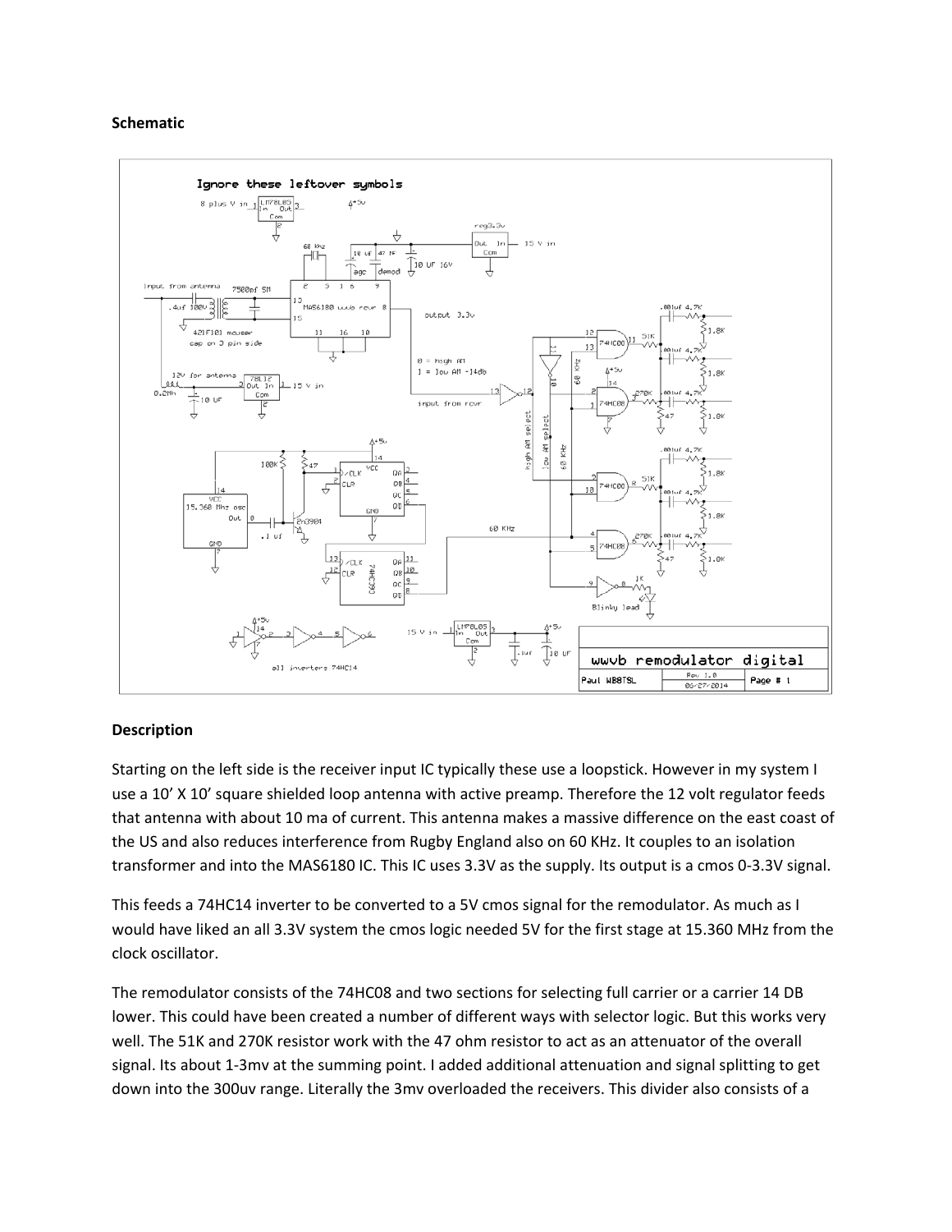**Schematic**

**Description**

Starting on the left side is the receiver input IC typically these use a loopstick. However in my system I use a 10' X 10' square shielded loop antenna with active preamp. Therefore the 12 volt regulator feeds that antenna with about 10 ma of current. This antenna makes a massive difference on the east coast of the US and also reduces interference from Rugby England also on 60 KHz. It couples to an isolation transformer and into the MAS6180 IC. This IC uses 3.3V as the supply. Its output is a cmos 0-3.3V signal.

This feeds a 74HC14 inverter to be converted to a 5V cmos signal for the remodulator. As much as I would have liked an all 3.3V system the cmos logic needed 5V for the first stage at 15.360 MHz from the clock oscillator.

The remodulator consists of the 74HC08 and two sections for selecting full carrier or a carrier 14 DB lower. This could have been created a number of different ways with selector logic. But this works very well. The 51K and 270K resistor work with the 47 ohm resistor to act as an attenuator of the overall signal. Its about 1-3mv at the summing point. I added additional attenuation and signal splitting to get down into the 300uv range. Literally the 3mv overloaded the receivers. This divider also consists of a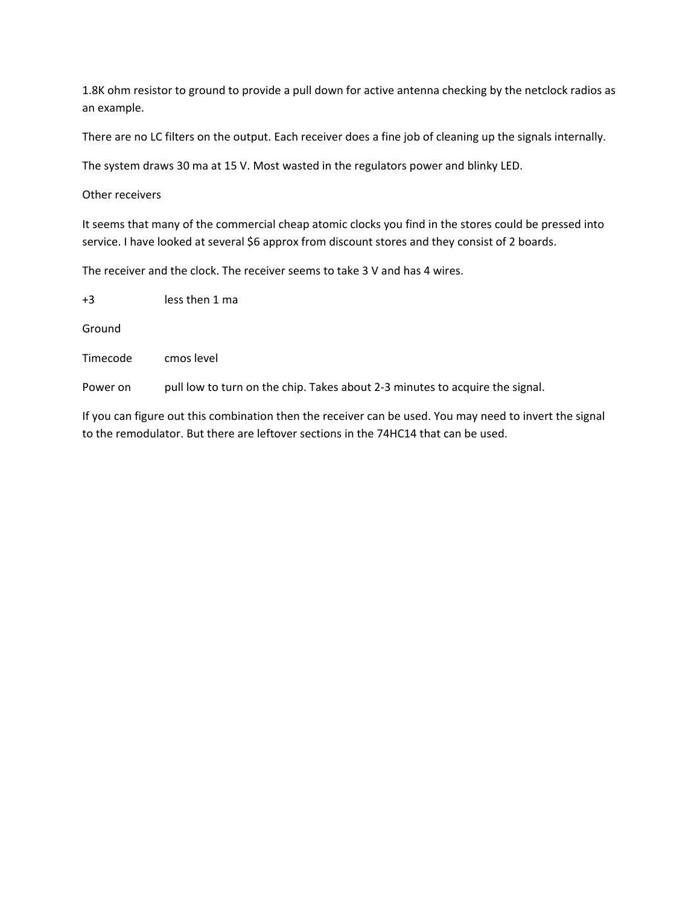1.8K ohm resistor to ground to provide a pull down for active antenna checking by the netclock radios as an example.

There are no LC filters on the output. Each receiver does a fine job of cleaning up the signals internally.

The system draws 30 ma at 15 V. Most wasted in the regulators power and blinky LED.

Other receivers

It seems that many of the commercial cheap atomic clocks you find in the stores could be pressed into service. I have looked at several $6 approx from discount stores and they consist of 2 boards.

The receiver and the clock. The receiver seems to take 3 V and has 4 wires.

| | |
|---|---|
| +3 | less then 1 ma |
| Ground | |
| Timecode | cmos level |
| Power on | pull low to turn on the chip. Takes about 2-3 minutes to acquire the signal. |

If you can figure out this combination then the receiver can be used. You may need to invert the signal to the remodulator. But there are leftover sections in the 74HC14 that can be used.